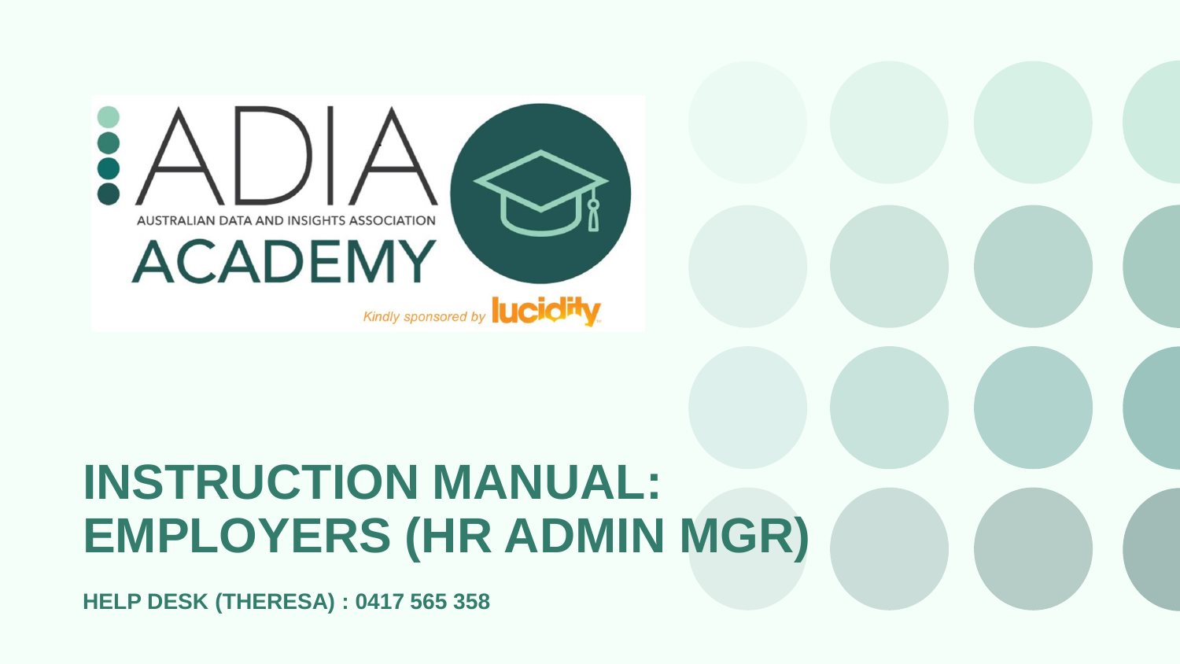ADIA

AUSTRALIAN DATA AND INSIGHTS ASSOCIATION

ACADEMY

*Kindly sponsored by* lucidity

# INSTRUCTION MANUAL: EMPLOYERS (HR ADMIN MGR)

**HELP DESK (THERESA) : 0417 565 358**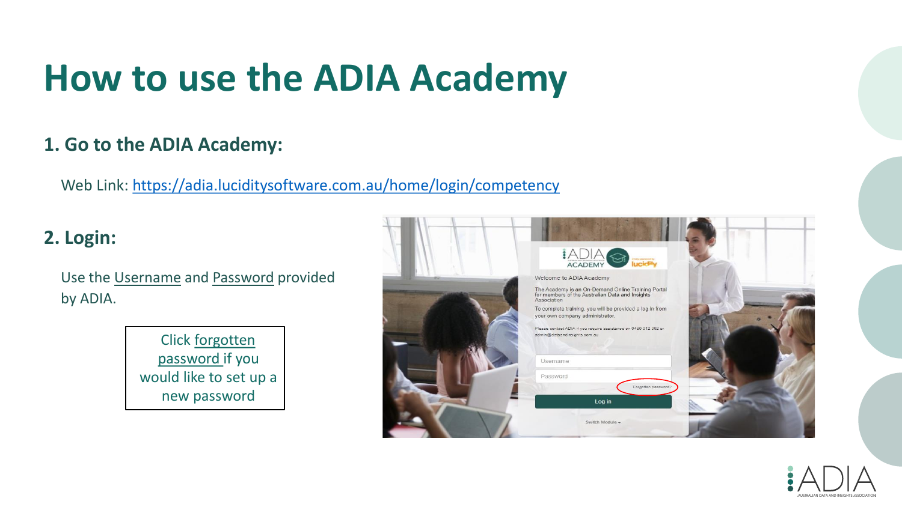# How to use the ADIA Academy

## 1. Go to the ADIA Academy:

Web Link: https://adia.luciditysoftware.com.au/home/login/competency

## 2. Login:

Use the Username and Password provided by ADIA.

Click forgotten password if you would like to set up a new password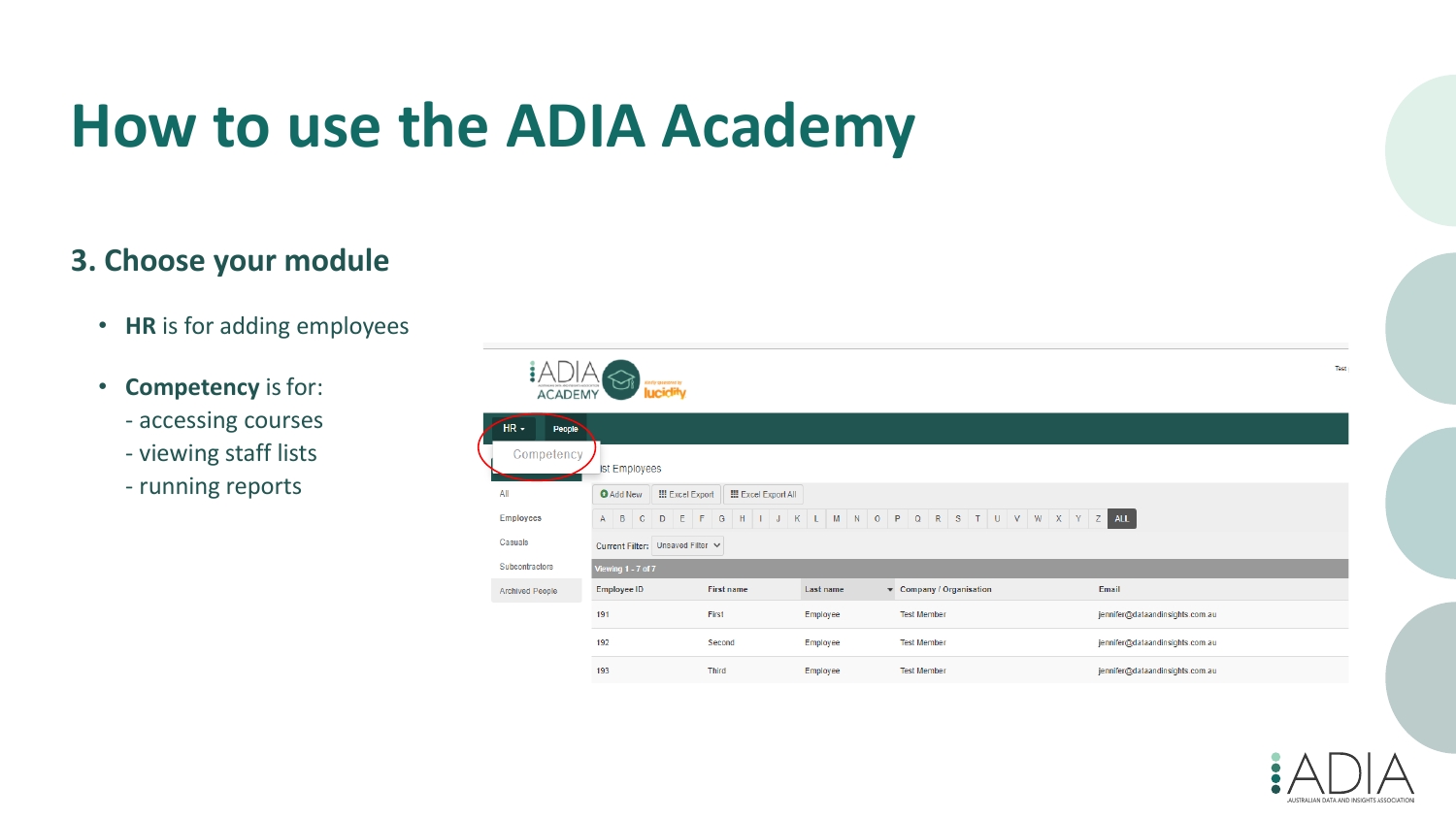# How to use the ADIA Academy

## 3. Choose your module

- **HR** is for adding employees
- **Competency** is for:
  - accessing courses
  - viewing staff lists
  - running reports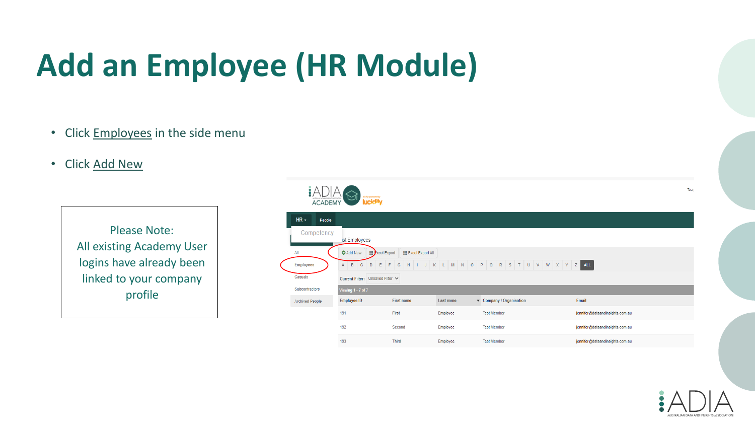# Add an Employee (HR Module)

- Click Employees in the side menu
- Click Add New

Please Note:
All existing Academy User logins have already been linked to your company profile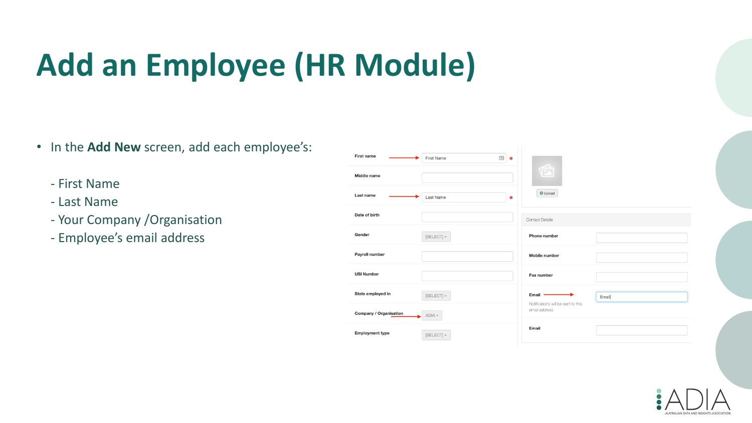# Add an Employee (HR Module)

- In the **Add New** screen, add each employee's:

  - First Name
  - Last Name
  - Your Company /Organisation
  - Employee's email address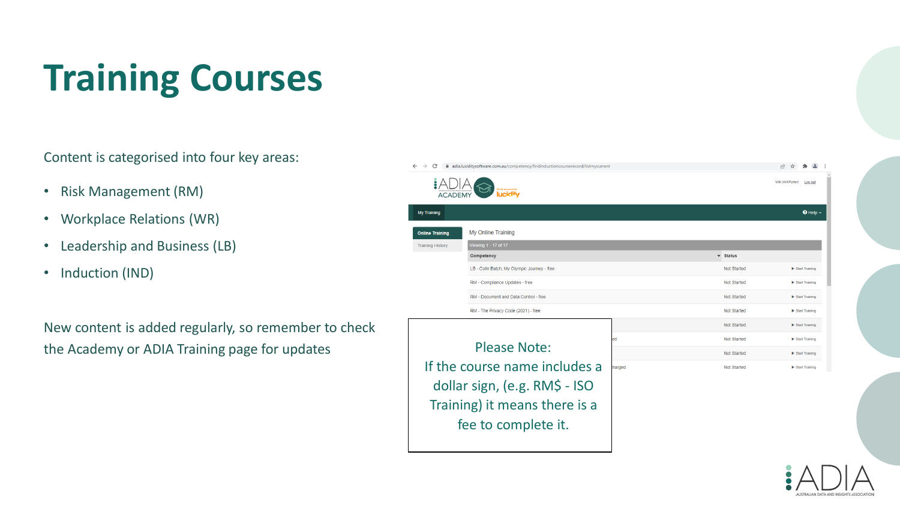# Training Courses

Content is categorised into four key areas:

- Risk Management (RM)
- Workplace Relations (WR)
- Leadership and Business (LB)
- Induction (IND)

New content is added regularly, so remember to check the Academy or ADIA Training page for updates

Please Note:
If the course name includes a dollar sign, (e.g. RM$ - ISO Training) it means there is a fee to complete it.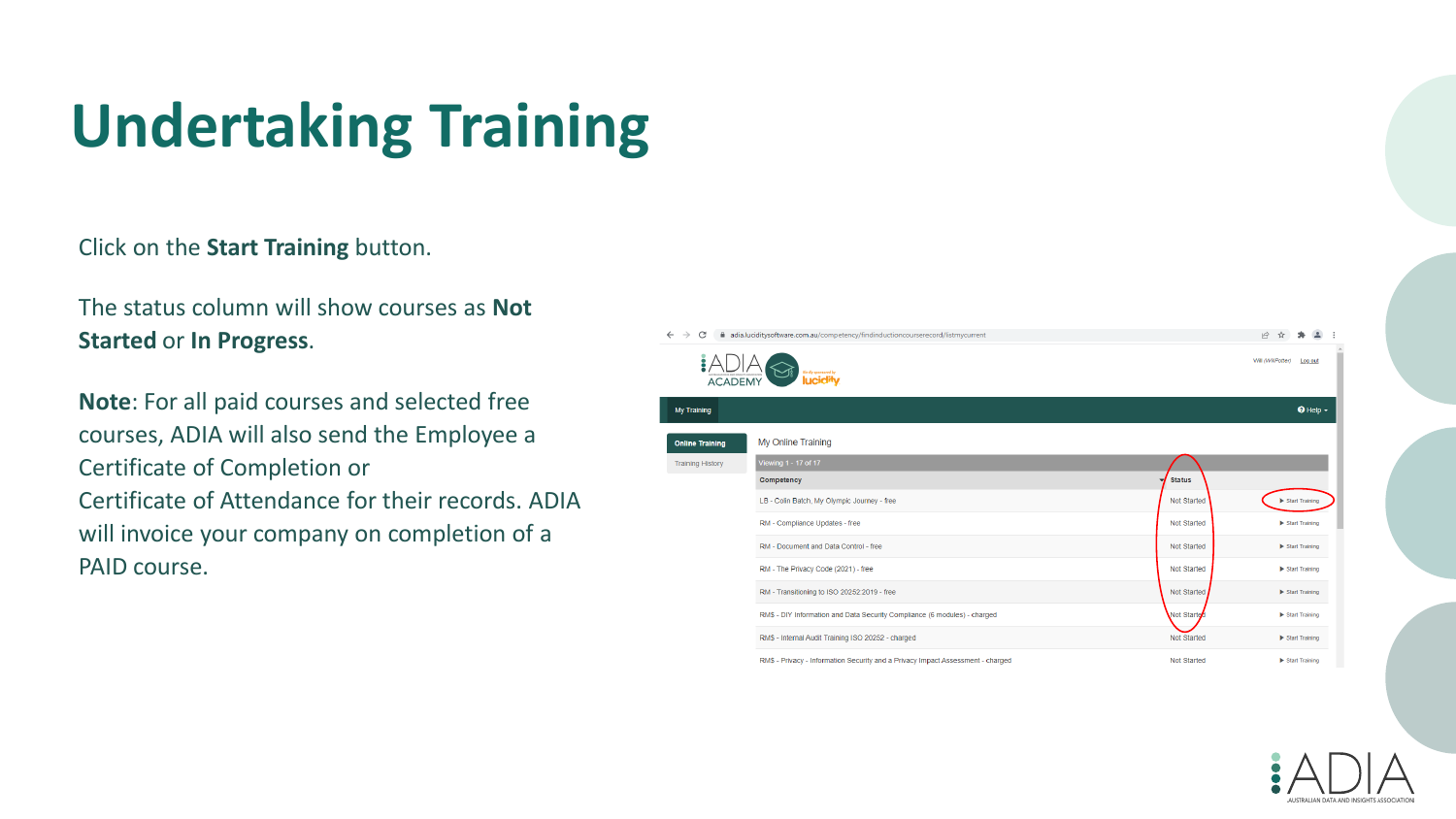# Undertaking Training

Click on the **Start Training** button.

The status column will show courses as **Not Started** or **In Progress**.

**Note**: For all paid courses and selected free courses, ADIA will also send the Employee a Certificate of Completion or Certificate of Attendance for their records. ADIA will invoice your company on completion of a PAID course.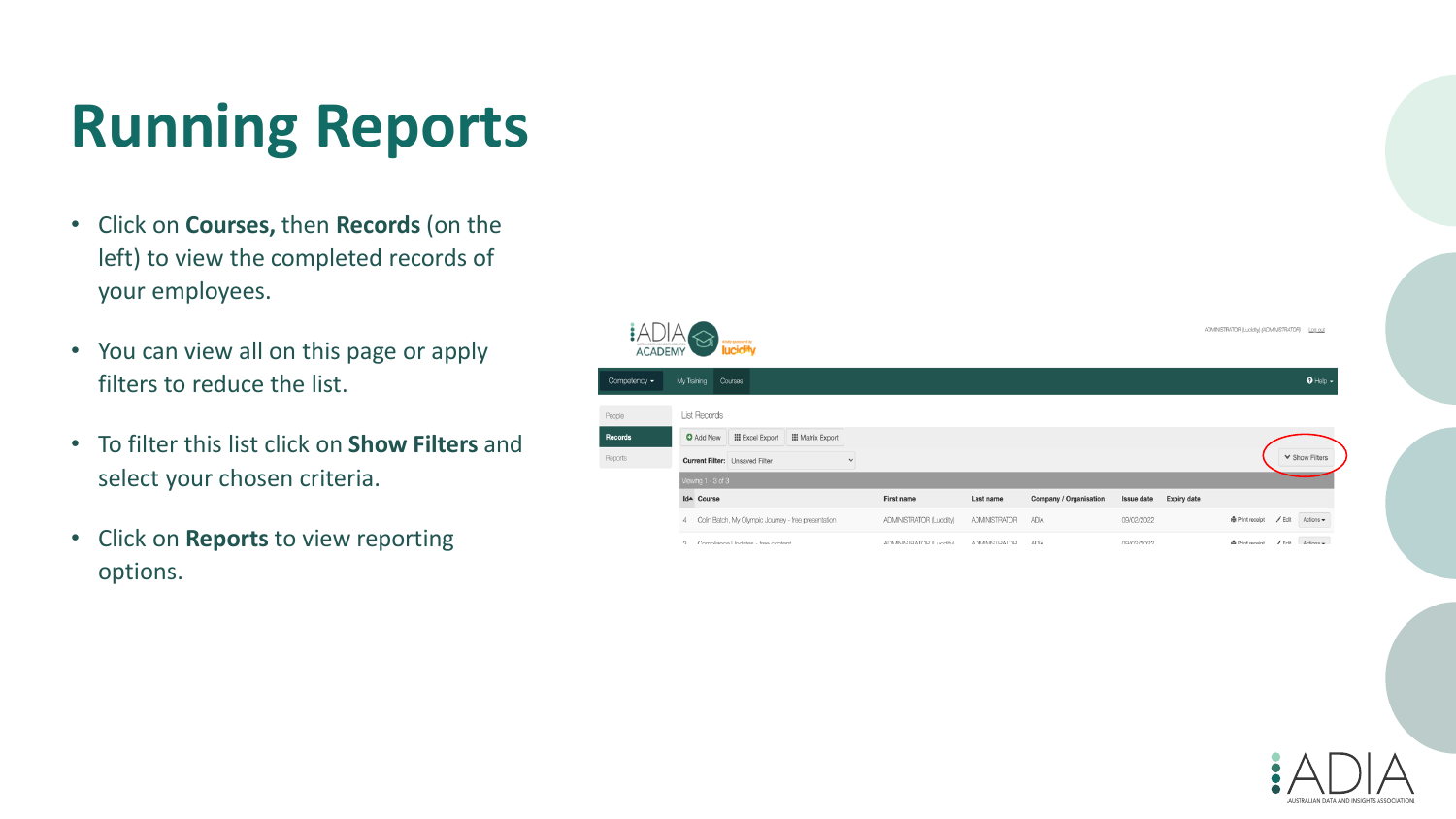# Running Reports

- Click on **Courses,** then **Records** (on the left) to view the completed records of your employees.
- You can view all on this page or apply filters to reduce the list.
- To filter this list click on **Show Filters** and select your chosen criteria.
- Click on **Reports** to view reporting options.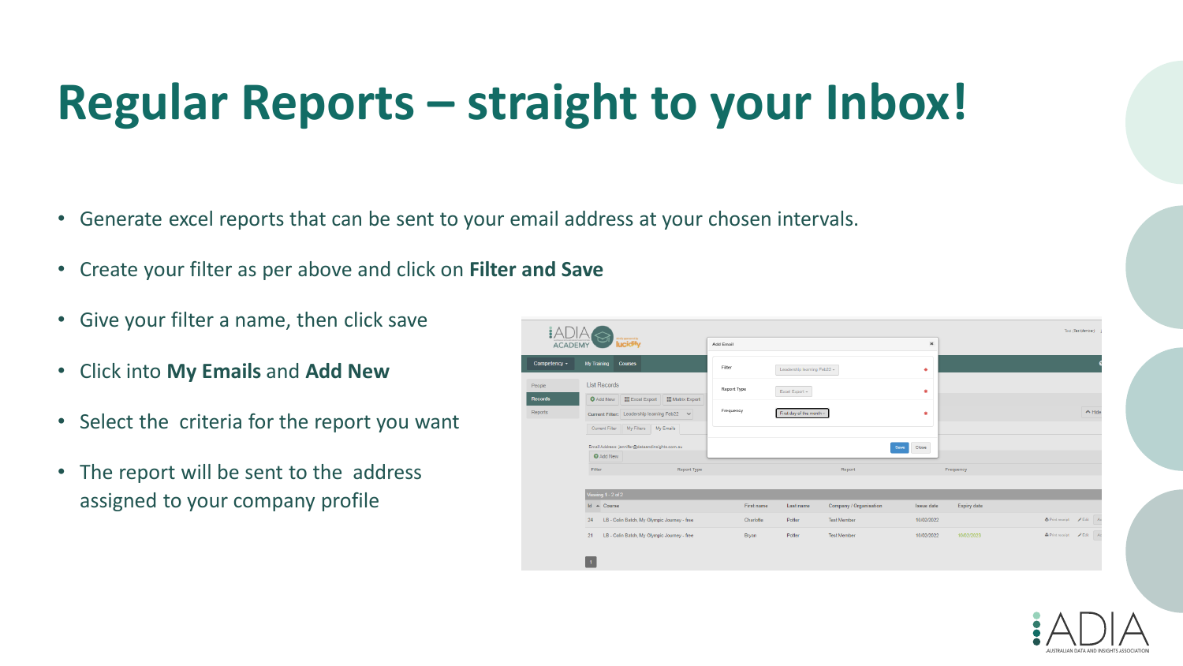# Regular Reports – straight to your Inbox!

- Generate excel reports that can be sent to your email address at your chosen intervals.
- Create your filter as per above and click on **Filter and Save**
- Give your filter a name, then click save
- Click into **My Emails** and **Add New**
- Select the criteria for the report you want
- The report will be sent to the address assigned to your company profile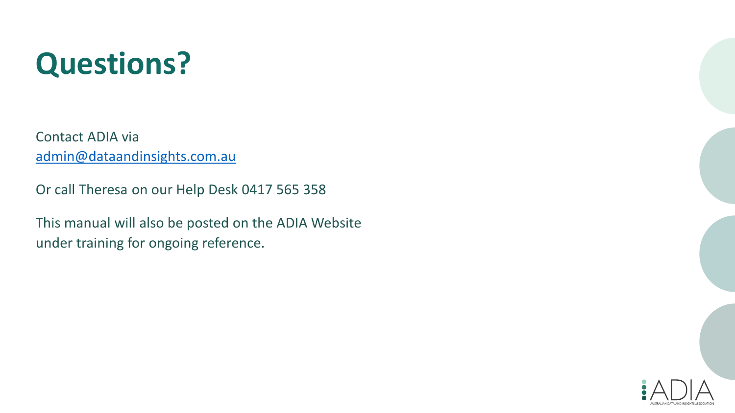# Questions?

Contact ADIA via
admin@dataandinsights.com.au

Or call Theresa on our Help Desk 0417 565 358

This manual will also be posted on the ADIA Website under training for ongoing reference.